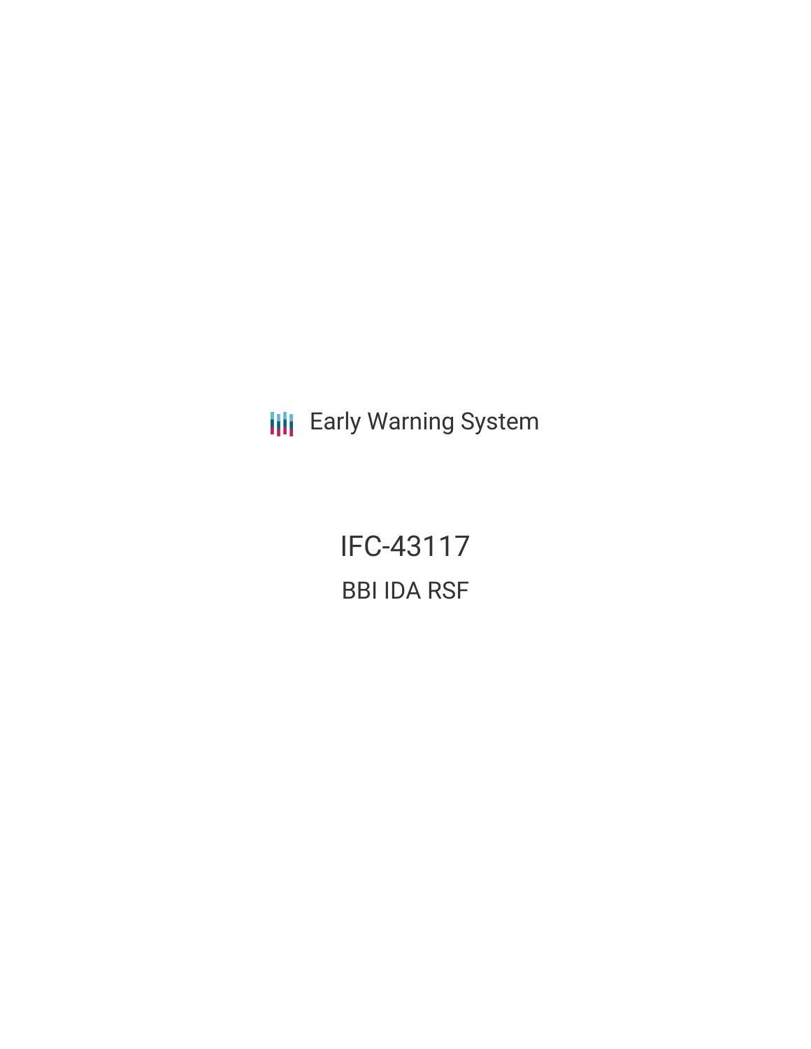Early Warning System

# IFC-43117

## BBI IDA RSF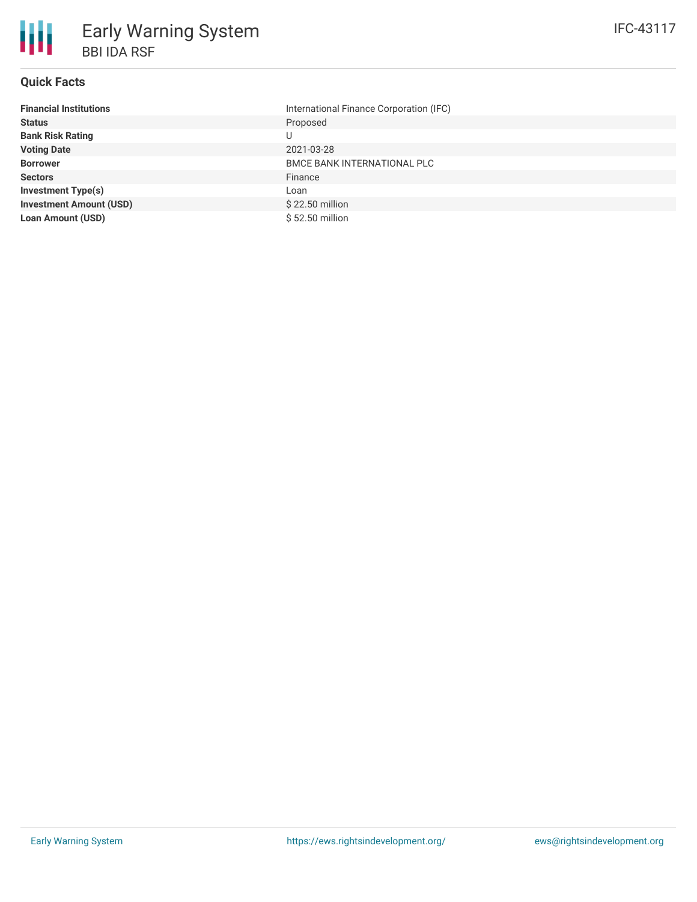# Early Warning System

## BBI IDA RSF

IFC-43117

### Quick Facts

| | |
|---|---|
| **Financial Institutions** | International Finance Corporation (IFC) |
| **Status** | Proposed |
| **Bank Risk Rating** | U |
| **Voting Date** | 2021-03-28 |
| **Borrower** | BMCE BANK INTERNATIONAL PLC |
| **Sectors** | Finance |
| **Investment Type(s)** | Loan |
| **Investment Amount (USD)** | $ 22.50 million |
| **Loan Amount (USD)** | $ 52.50 million |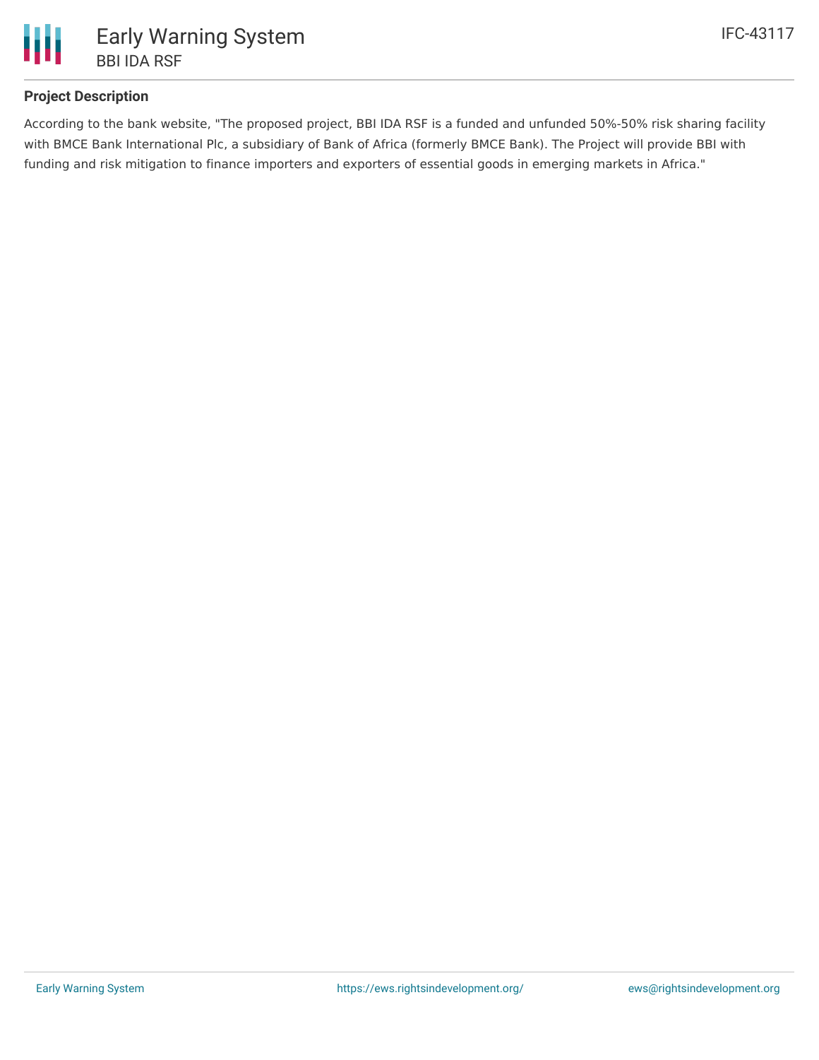## Project Description

According to the bank website, "The proposed project, BBI IDA RSF is a funded and unfunded 50%-50% risk sharing facility with BMCE Bank International Plc, a subsidiary of Bank of Africa (formerly BMCE Bank). The Project will provide BBI with funding and risk mitigation to finance importers and exporters of essential goods in emerging markets in Africa."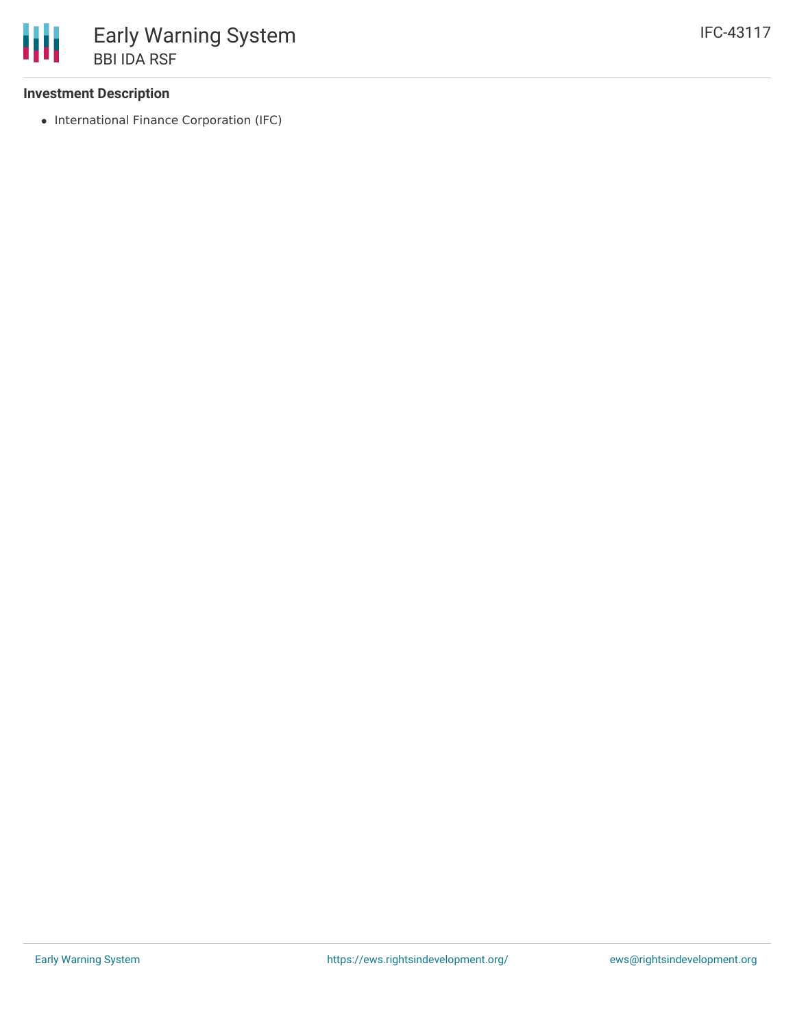**Investment Description**

- International Finance Corporation (IFC)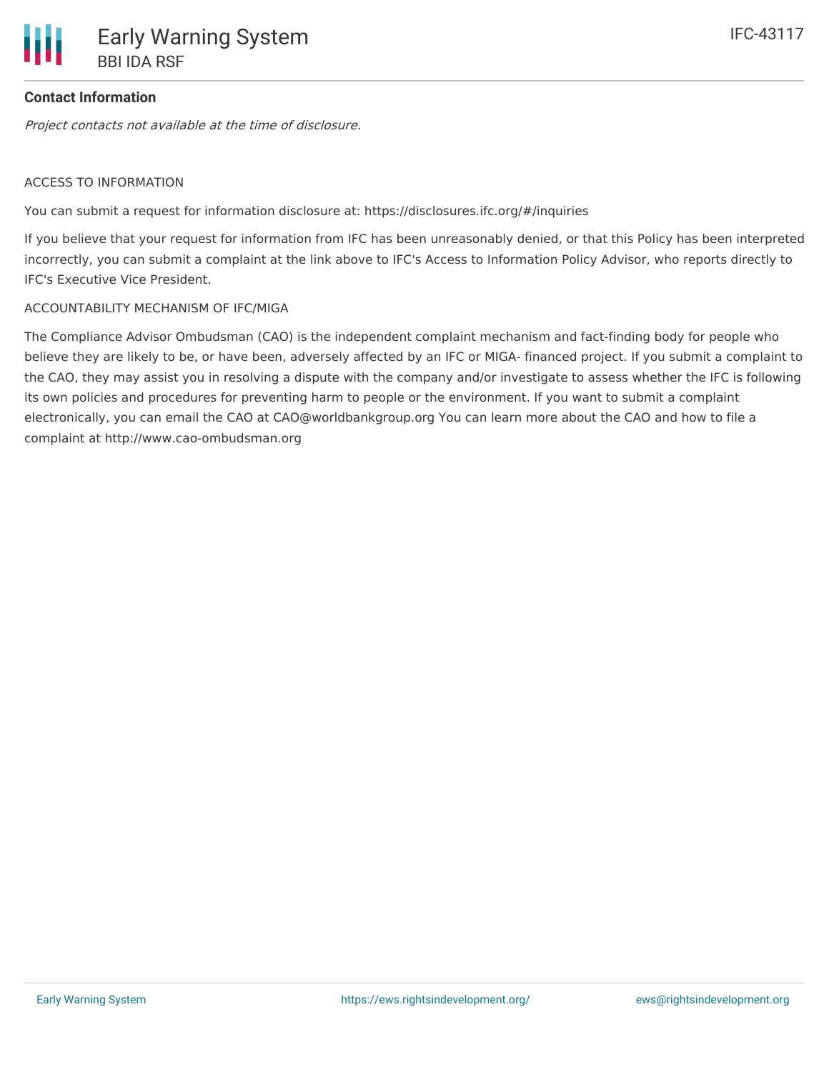**Contact Information**

*Project contacts not available at the time of disclosure.*

ACCESS TO INFORMATION

You can submit a request for information disclosure at: https://disclosures.ifc.org/#/inquiries

If you believe that your request for information from IFC has been unreasonably denied, or that this Policy has been interpreted incorrectly, you can submit a complaint at the link above to IFC's Access to Information Policy Advisor, who reports directly to IFC's Executive Vice President.

ACCOUNTABILITY MECHANISM OF IFC/MIGA

The Compliance Advisor Ombudsman (CAO) is the independent complaint mechanism and fact-finding body for people who believe they are likely to be, or have been, adversely affected by an IFC or MIGA- financed project. If you submit a complaint to the CAO, they may assist you in resolving a dispute with the company and/or investigate to assess whether the IFC is following its own policies and procedures for preventing harm to people or the environment. If you want to submit a complaint electronically, you can email the CAO at CAO@worldbankgroup.org You can learn more about the CAO and how to file a complaint at http://www.cao-ombudsman.org